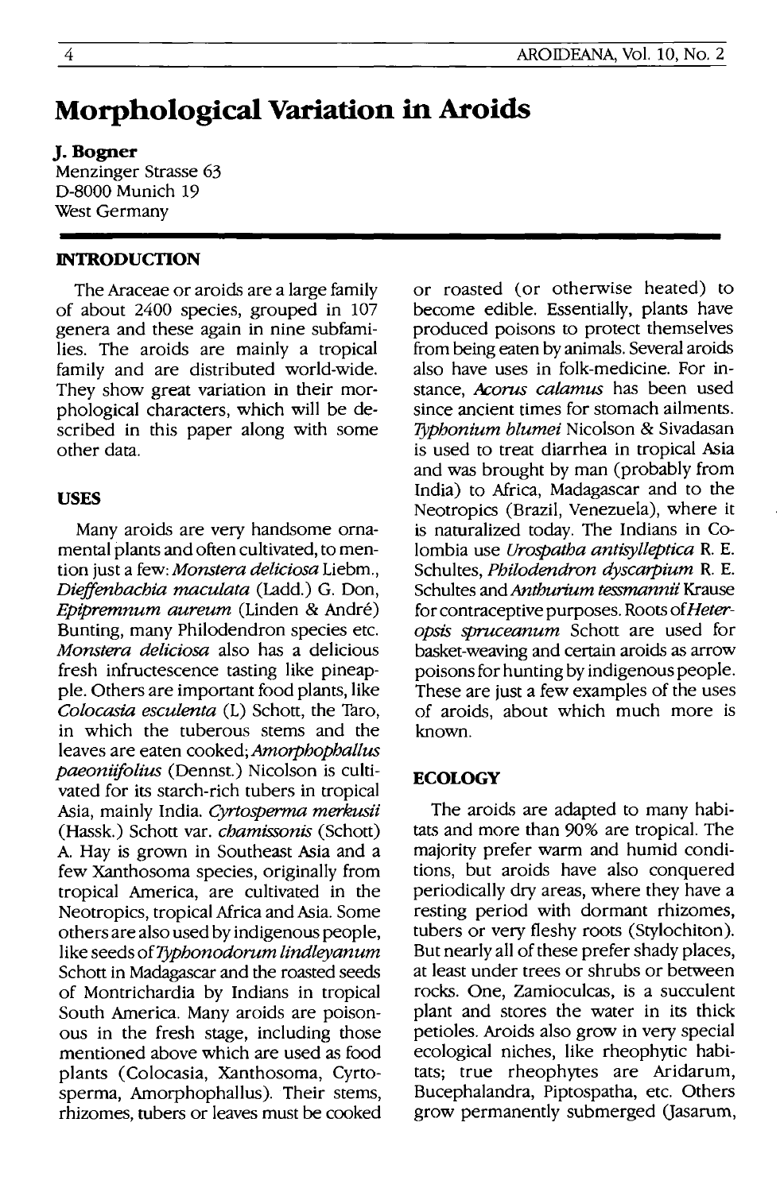# Morphological Variation in Aroids

**J. Bogner**
Menzinger Strasse 63
D-8000 Munich 19
West Germany

## INTRODUCTION

The Araceae or aroids are a large family of about 2400 species, grouped in 107 genera and these again in nine subfamilies. The aroids are mainly a tropical family and are distributed world-wide. They show great variation in their morphological characters, which will be described in this paper along with some other data.

## USES

Many aroids are very handsome ornamental plants and often cultivated, to mention just a few: *Monstera deliciosa* Liebm., *Dieffenbachia maculata* (Ladd.) G. Don, *Epipremnum aureum* (Linden & André) Bunting, many Philodendron species etc. *Monstera deliciosa* also has a delicious fresh infructescence tasting like pineapple. Others are important food plants, like *Colocasia esculenta* (L) Schott, the Taro, in which the tuberous stems and the leaves are eaten cooked; *Amorphophallus paeoniifolius* (Dennst.) Nicolson is cultivated for its starch-rich tubers in tropical Asia, mainly India. *Cyrtosperma merkusii* (Hassk.) Schott var. *chamissonis* (Schott) A. Hay is grown in Southeast Asia and a few Xanthosoma species, originally from tropical America, are cultivated in the Neotropics, tropical Africa and Asia. Some others are also used by indigenous people, like seeds of *Typhonodorum lindleyanum* Schott in Madagascar and the roasted seeds of Montrichardia by Indians in tropical South America. Many aroids are poisonous in the fresh stage, including those mentioned above which are used as food plants (Colocasia, Xanthosoma, Cyrtosperma, Amorphophallus). Their stems, rhizomes, tubers or leaves must be cooked or roasted (or otherwise heated) to become edible. Essentially, plants have produced poisons to protect themselves from being eaten by animals. Several aroids also have uses in folk-medicine. For instance, *Acorus calamus* has been used since ancient times for stomach ailments. *Typhonium blumei* Nicolson & Sivadasan is used to treat diarrhea in tropical Asia and was brought by man (probably from India) to Africa, Madagascar and to the Neotropics (Brazil, Venezuela), where it is naturalized today. The Indians in Colombia use *Urospatha antisylleptica* R. E. Schultes, *Philodendron dyscarpium* R. E. Schultes and *Anthurium tessmannii* Krause for contraceptive purposes. Roots of *Heteropsis spruceanum* Schott are used for basket-weaving and certain aroids as arrow poisons for hunting by indigenous people. These are just a few examples of the uses of aroids, about which much more is known.

## ECOLOGY

The aroids are adapted to many habitats and more than 90% are tropical. The majority prefer warm and humid conditions, but aroids have also conquered periodically dry areas, where they have a resting period with dormant rhizomes, tubers or very fleshy roots (Stylochiton). But nearly all of these prefer shady places, at least under trees or shrubs or between rocks. One, Zamioculcas, is a succulent plant and stores the water in its thick petioles. Aroids also grow in very special ecological niches, like rheophytic habitats; true rheophytes are Aridarum, Bucephalandra, Piptospatha, etc. Others grow permanently submerged (Jasarum,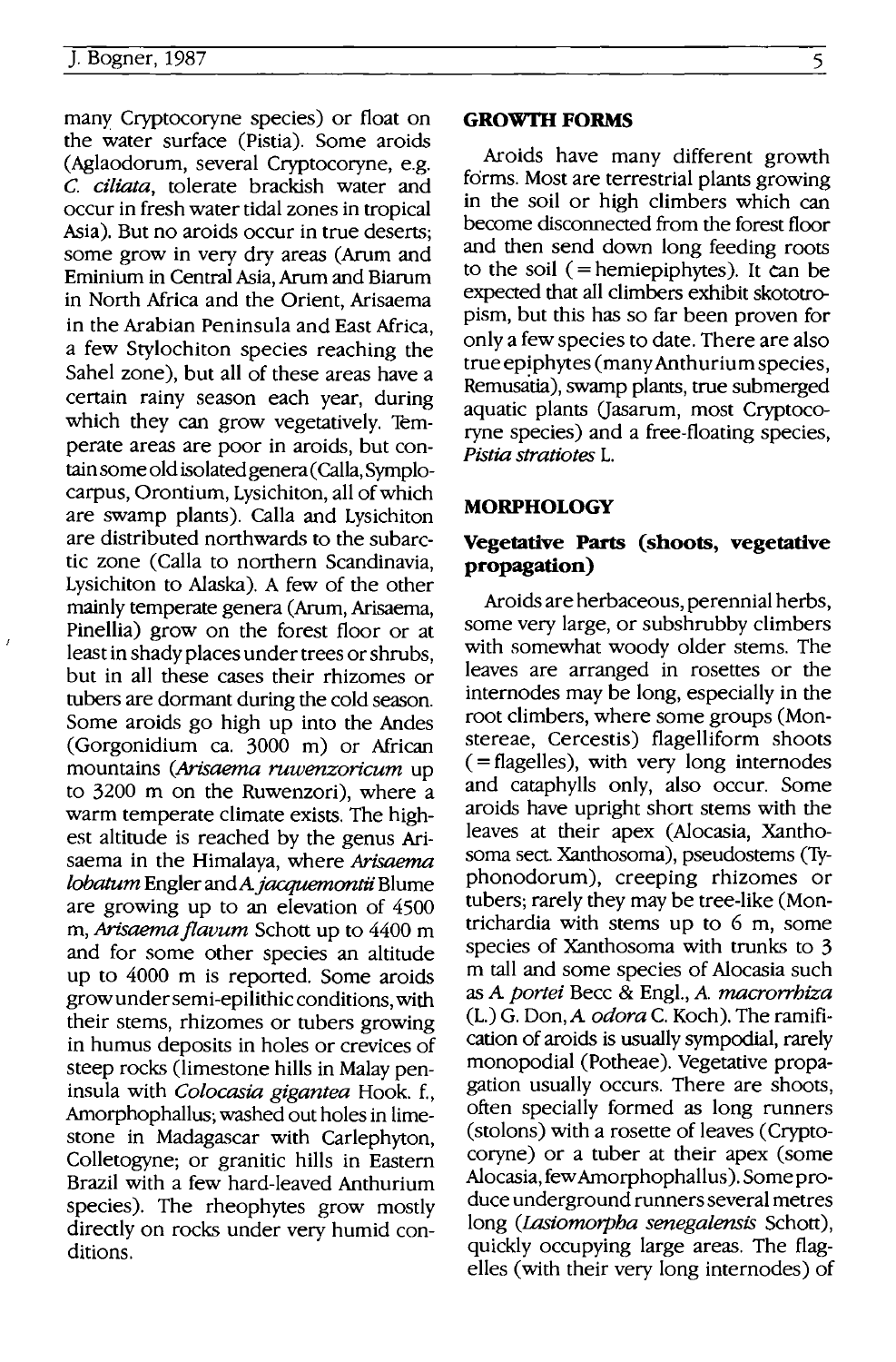many Cryptocoryne species) or float on the water surface (Pistia). Some aroids (Aglaodorum, several Cryptocoryne, e.g. *C. ciliata*, tolerate brackish water and occur in fresh water tidal zones in tropical Asia). But no aroids occur in true deserts; some grow in very dry areas (Arum and Eminium in Central Asia, Arum and Biarum in North Africa and the Orient, Arisaema in the Arabian Peninsula and East Africa, a few Stylochiton species reaching the Sahel zone), but all of these areas have a certain rainy season each year, during which they can grow vegetatively. Temperate areas are poor in aroids, but contain some old isolated genera (Calla, Symplocarpus, Orontium, Lysichiton, all of which are swamp plants). Calla and Lysichiton are distributed northwards to the subarctic zone (Calla to northern Scandinavia, Lysichiton to Alaska). A few of the other mainly temperate genera (Arum, Arisaema, Pinellia) grow on the forest floor or at least in shady places under trees or shrubs, but in all these cases their rhizomes or tubers are dormant during the cold season. Some aroids go high up into the Andes (Gorgonidium ca. 3000 m) or African mountains (*Arisaema ruwenzoricum* up to 3200 m on the Ruwenzori), where a warm temperate climate exists. The highest altitude is reached by the genus Arisaema in the Himalaya, where *Arisaema lobatum* Engler and *A. jacquemontii* Blume are growing up to an elevation of 4500 m, *Arisaema flavum* Schott up to 4400 m and for some other species an altitude up to 4000 m is reported. Some aroids grow under semi-epilithic conditions, with their stems, rhizomes or tubers growing in humus deposits in holes or crevices of steep rocks (limestone hills in Malay peninsula with *Colocasia gigantea* Hook. f., Amorphophallus; washed out holes in limestone in Madagascar with Carlephyton, Colletogyne; or granitic hills in Eastern Brazil with a few hard-leaved Anthurium species). The rheophytes grow mostly directly on rocks under very humid conditions.

## GROWTH FORMS

Aroids have many different growth forms. Most are terrestrial plants growing in the soil or high climbers which can become disconnected from the forest floor and then send down long feeding roots to the soil (= hemiepiphytes). It can be expected that all climbers exhibit skototropism, but this has so far been proven for only a few species to date. There are also true epiphytes (many Anthurium species, Remusatia), swamp plants, true submerged aquatic plants (Jasarum, most Cryptocoryne species) and a free-floating species, *Pistia stratiotes* L.

## MORPHOLOGY

### Vegetative Parts (shoots, vegetative propagation)

Aroids are herbaceous, perennial herbs, some very large, or subshrubby climbers with somewhat woody older stems. The leaves are arranged in rosettes or the internodes may be long, especially in the root climbers, where some groups (Monstereae, Cercestis) flagelliform shoots (= flagelles), with very long internodes and cataphylls only, also occur. Some aroids have upright short stems with the leaves at their apex (Alocasia, Xanthosoma sect. Xanthosoma), pseudostems (Typhonodorum), creeping rhizomes or tubers; rarely they may be tree-like (Montrichardia with stems up to 6 m, some species of Xanthosoma with trunks to 3 m tall and some species of Alocasia such as *A. portei* Becc & Engl., *A. macrorrhiza* (L.) G. Don, *A. odora* C. Koch). The ramification of aroids is usually sympodial, rarely monopodial (Potheae). Vegetative propagation usually occurs. There are shoots, often specially formed as long runners (stolons) with a rosette of leaves (Cryptocoryne) or a tuber at their apex (some Alocasia, few Amorphophallus). Some produce underground runners several metres long (*Lasiomorpha senegalensis* Schott), quickly occupying large areas. The flagelles (with their very long internodes) of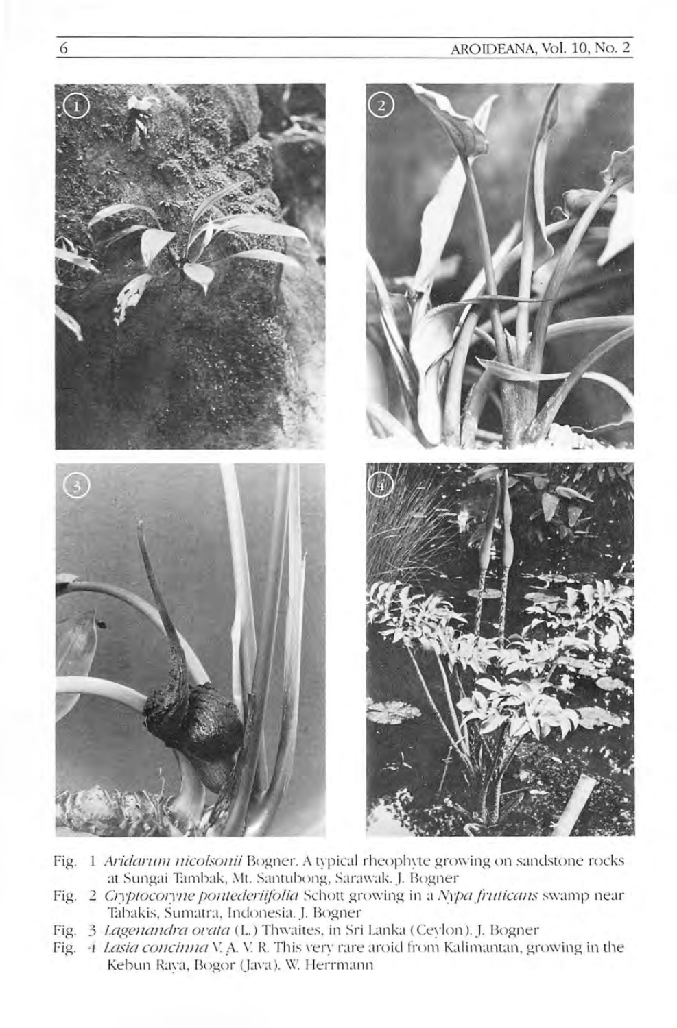Fig. 1 *Aridarum nicolsonii* Bogner. A typical rheophyte growing on sandstone rocks at Sungai Tambak, Mt. Santubong, Sarawak. J. Bogner

Fig. 2 *Cryptocoryne pontederiifolia* Schott growing in a *Nypa fruticans* swamp near Tabakis, Sumatra, Indonesia. J. Bogner

Fig. 3 *Lagenandra ovata* (L.) Thwaites, in Sri Lanka (Ceylon). J. Bogner

Fig. 4 *Lasia concinna* V. A. V. R. This very rare aroid from Kalimantan, growing in the Kebun Raya, Bogor (Java). W. Herrmann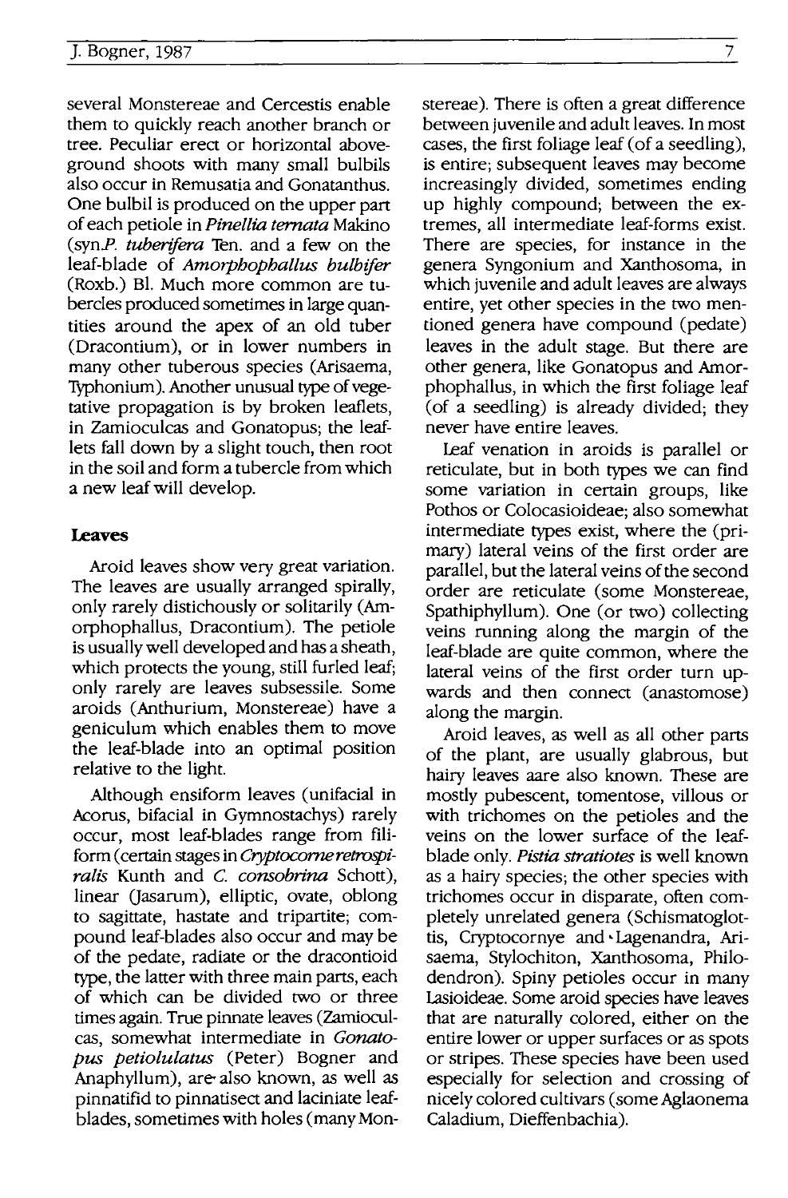several Monstereae and Cercestis enable them to quickly reach another branch or tree. Peculiar erect or horizontal aboveground shoots with many small bulbils also occur in Remusatia and Gonatanthus. One bulbil is produced on the upper part of each petiole in *Pinellia ternata* Makino (syn.*P. tuberifera* Ten. and a few on the leaf-blade of *Amorphophallus bulbifer* (Roxb.) Bl. Much more common are tubercles produced sometimes in large quantities around the apex of an old tuber (Dracontium), or in lower numbers in many other tuberous species (Arisaema, Typhonium). Another unusual type of vegetative propagation is by broken leaflets, in Zamioculcas and Gonatopus; the leaflets fall down by a slight touch, then root in the soil and form a tubercle from which a new leaf will develop.

## Leaves

Aroid leaves show very great variation. The leaves are usually arranged spirally, only rarely distichously or solitarily (Amorphophallus, Dracontium). The petiole is usually well developed and has a sheath, which protects the young, still furled leaf; only rarely are leaves subsessile. Some aroids (Anthurium, Monstereae) have a geniculum which enables them to move the leaf-blade into an optimal position relative to the light.

Although ensiform leaves (unifacial in Acorus, bifacial in Gymnostachys) rarely occur, most leaf-blades range from filiform (certain stages in *Cryptocorne retrospiralis* Kunth and *C. consobrina* Schott), linear (Jasarum), elliptic, ovate, oblong to sagittate, hastate and tripartite; compound leaf-blades also occur and may be of the pedate, radiate or the dracontioid type, the latter with three main parts, each of which can be divided two or three times again. True pinnate leaves (Zamioculcas, somewhat intermediate in *Gonatopus petiolulatus* (Peter) Bogner and Anaphyllum), are also known, as well as pinnatifid to pinnatisect and laciniate leaf-blades, sometimes with holes (many Monstereae). There is often a great difference between juvenile and adult leaves. In most cases, the first foliage leaf (of a seedling), is entire; subsequent leaves may become increasingly divided, sometimes ending up highly compound; between the extremes, all intermediate leaf-forms exist. There are species, for instance in the genera Syngonium and Xanthosoma, in which juvenile and adult leaves are always entire, yet other species in the two mentioned genera have compound (pedate) leaves in the adult stage. But there are other genera, like Gonatopus and Amorphophallus, in which the first foliage leaf (of a seedling) is already divided; they never have entire leaves.

Leaf venation in aroids is parallel or reticulate, but in both types we can find some variation in certain groups, like Pothos or Colocasioideae; also somewhat intermediate types exist, where the (primary) lateral veins of the first order are parallel, but the lateral veins of the second order are reticulate (some Monstereae, Spathiphyllum). One (or two) collecting veins running along the margin of the leaf-blade are quite common, where the lateral veins of the first order turn upwards and then connect (anastomose) along the margin.

Aroid leaves, as well as all other parts of the plant, are usually glabrous, but hairy leaves aare also known. These are mostly pubescent, tomentose, villous or with trichomes on the petioles and the veins on the lower surface of the leaf-blade only. *Pistia stratiotes* is well known as a hairy species; the other species with trichomes occur in disparate, often completely unrelated genera (Schismatoglottis, Cryptocornye and Lagenandra, Arisaema, Stylochiton, Xanthosoma, Philodendron). Spiny petioles occur in many Lasioideae. Some aroid species have leaves that are naturally colored, either on the entire lower or upper surfaces or as spots or stripes. These species have been used especially for selection and crossing of nicely colored cultivars (some Aglaonema Caladium, Dieffenbachia).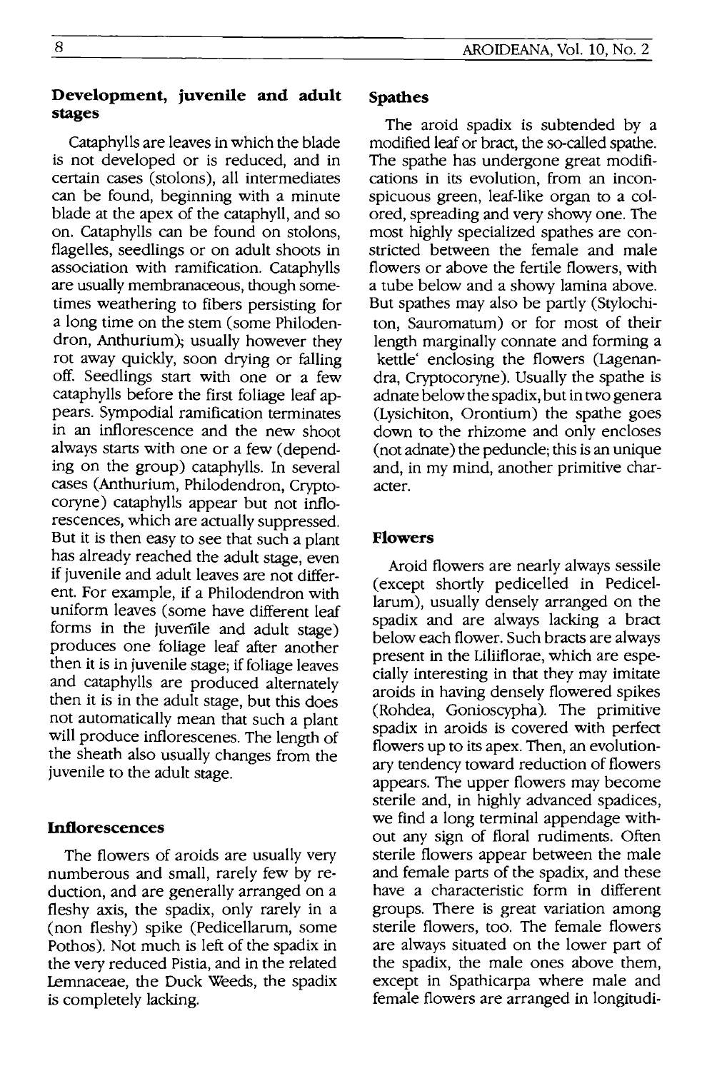### Development, juvenile and adult stages

Cataphylls are leaves in which the blade is not developed or is reduced, and in certain cases (stolons), all intermediates can be found, beginning with a minute blade at the apex of the cataphyll, and so on. Cataphylls can be found on stolons, flagelles, seedlings or on adult shoots in association with ramification. Cataphylls are usually membranaceous, though sometimes weathering to fibers persisting for a long time on the stem (some Philodendron, Anthurium); usually however they rot away quickly, soon drying or falling off. Seedlings start with one or a few cataphylls before the first foliage leaf appears. Sympodial ramification terminates in an inflorescence and the new shoot always starts with one or a few (depending on the group) cataphylls. In several cases (Anthurium, Philodendron, Cryptocoryne) cataphylls appear but not inflorescences, which are actually suppressed. But it is then easy to see that such a plant has already reached the adult stage, even if juvenile and adult leaves are not different. For example, if a Philodendron with uniform leaves (some have different leaf forms in the juvenile and adult stage) produces one foliage leaf after another then it is in juvenile stage; if foliage leaves and cataphylls are produced alternately then it is in the adult stage, but this does not automatically mean that such a plant will produce inflorescenes. The length of the sheath also usually changes from the juvenile to the adult stage.

### Inflorescences

The flowers of aroids are usually very numberous and small, rarely few by reduction, and are generally arranged on a fleshy axis, the spadix, only rarely in a (non fleshy) spike (Pedicellarum, some Pothos). Not much is left of the spadix in the very reduced Pistia, and in the related Lemnaceae, the Duck Weeds, the spadix is completely lacking.

### Spathes

The aroid spadix is subtended by a modified leaf or bract, the so-called spathe. The spathe has undergone great modifications in its evolution, from an inconspicuous green, leaf-like organ to a colored, spreading and very showy one. The most highly specialized spathes are constricted between the female and male flowers or above the fertile flowers, with a tube below and a showy lamina above. But spathes may also be partly (Stylochiton, Sauromatum) or for most of their length marginally connate and forming a kettle' enclosing the flowers (Lagenandra, Cryptocoryne). Usually the spathe is adnate below the spadix, but in two genera (Lysichiton, Orontium) the spathe goes down to the rhizome and only encloses (not adnate) the peduncle; this is an unique and, in my mind, another primitive character.

### Flowers

Aroid flowers are nearly always sessile (except shortly pedicelled in Pedicellarum), usually densely arranged on the spadix and are always lacking a bract below each flower. Such bracts are always present in the Liliiflorae, which are especially interesting in that they may imitate aroids in having densely flowered spikes (Rohdea, Gonioscypha). The primitive spadix in aroids is covered with perfect flowers up to its apex. Then, an evolutionary tendency toward reduction of flowers appears. The upper flowers may become sterile and, in highly advanced spadices, we find a long terminal appendage without any sign of floral rudiments. Often sterile flowers appear between the male and female parts of the spadix, and these have a characteristic form in different groups. There is great variation among sterile flowers, too. The female flowers are always situated on the lower part of the spadix, the male ones above them, except in Spathicarpa where male and female flowers are arranged in longitudi-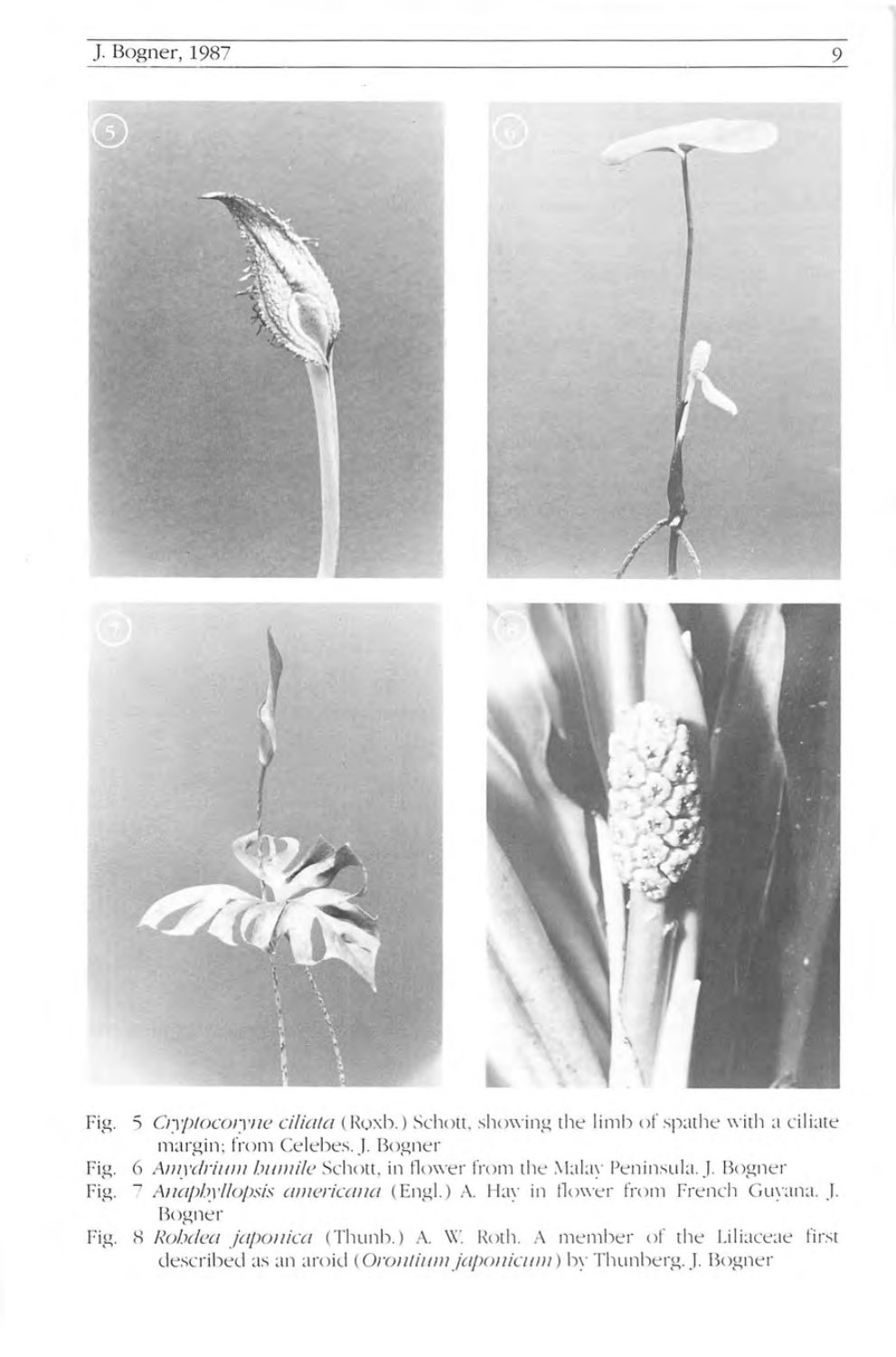Fig. 5 *Cryptocoryne ciliata* (Roxb.) Schott, showing the limb of spathe with a ciliate margin; from Celebes. J. Bogner

Fig. 6 *Amydrium humile* Schott, in flower from the Malay Peninsula. J. Bogner

Fig. 7 *Anaphyllopsis americana* (Engl.) A. Hay in flower from French Guyana. J. Bogner

Fig. 8 *Rohdea japonica* (Thunb.) A. W. Roth. A member of the Liliaceae first described as an aroid (*Orontium japonicum*) by Thunberg. J. Bogner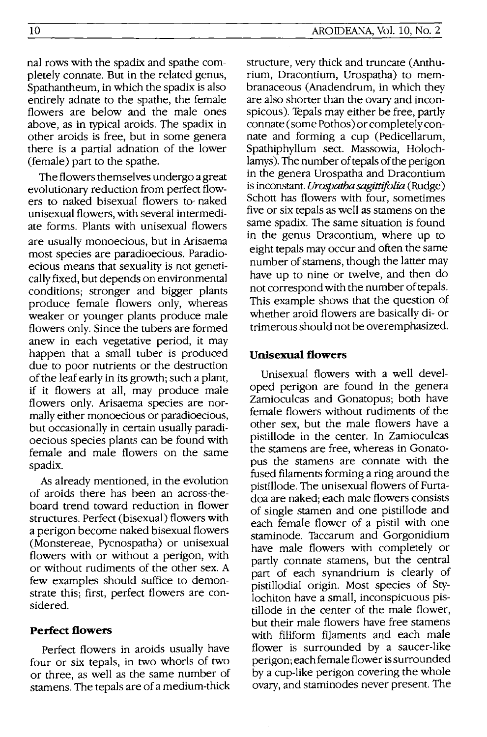nal rows with the spadix and spathe completely connate. But in the related genus, Spathantheum, in which the spadix is also entirely adnate to the spathe, the female flowers are below and the male ones above, as in typical aroids. The spadix in other aroids is free, but in some genera there is a partial adnation of the lower (female) part to the spathe.

The flowers themselves undergo a great evolutionary reduction from perfect flowers to naked bisexual flowers to naked unisexual flowers, with several intermediate forms. Plants with unisexual flowers are usually monoecious, but in Arisaema most species are paradioecious. Paradioecious means that sexuality is not genetically fixed, but depends on environmental conditions; stronger and bigger plants produce female flowers only, whereas weaker or younger plants produce male flowers only. Since the tubers are formed anew in each vegetative period, it may happen that a small tuber is produced due to poor nutrients or the destruction of the leaf early in its growth; such a plant, if it flowers at all, may produce male flowers only. Arisaema species are normally either monoecious or paradioecious, but occasionally in certain usually paradioecious species plants can be found with female and male flowers on the same spadix.

As already mentioned, in the evolution of aroids there has been an across-the-board trend toward reduction in flower structures. Perfect (bisexual) flowers with a perigon become naked bisexual flowers (Monstereae, Pycnospatha) or unisexual flowers with or without a perigon, with or without rudiments of the other sex. A few examples should suffice to demonstrate this; first, perfect flowers are considered.

## Perfect flowers

Perfect flowers in aroids usually have four or six tepals, in two whorls of two or three, as well as the same number of stamens. The tepals are of a medium-thick structure, very thick and truncate (Anthurium, Dracontium, Urospatha) to membranaceous (Anadendrum, in which they are also shorter than the ovary and inconspicous). Tepals may either be free, partly connate (some Pothos) or completely connate and forming a cup (Pedicellarum, Spathiphyllum sect. Massowia, Holochlamys). The number of tepals of the perigon in the genera Urospatha and Dracontium is inconstant. *Urospatha sagittifolia* (Rudge) Schott has flowers with four, sometimes five or six tepals as well as stamens on the same spadix. The same situation is found in the genus Dracontium, where up to eight tepals may occur and often the same number of stamens, though the latter may have up to nine or twelve, and then do not correspond with the number of tepals. This example shows that the question of whether aroid flowers are basically di- or trimerous should not be overemphasized.

## Unisexual flowers

Unisexual flowers with a well developed perigon are found in the genera Zamioculcas and Gonatopus; both have female flowers without rudiments of the other sex, but the male flowers have a pistillode in the center. In Zamioculcas the stamens are free, whereas in Gonatopus the stamens are connate with the fused filaments forming a ring around the pistillode. The unisexual flowers of Furtadoa are naked; each male flowers consists of single stamen and one pistillode and each female flower of a pistil with one staminode. Taccarum and Gorgonidium have male flowers with completely or partly connate stamens, but the central part of each synandrium is clearly of pistillodial origin. Most species of Stylochiton have a small, inconspicuous pistillode in the center of the male flower, but their male flowers have free stamens with filiform filaments and each male flower is surrounded by a saucer-like perigon; each female flower is surrounded by a cup-like perigon covering the whole ovary, and staminodes never present. The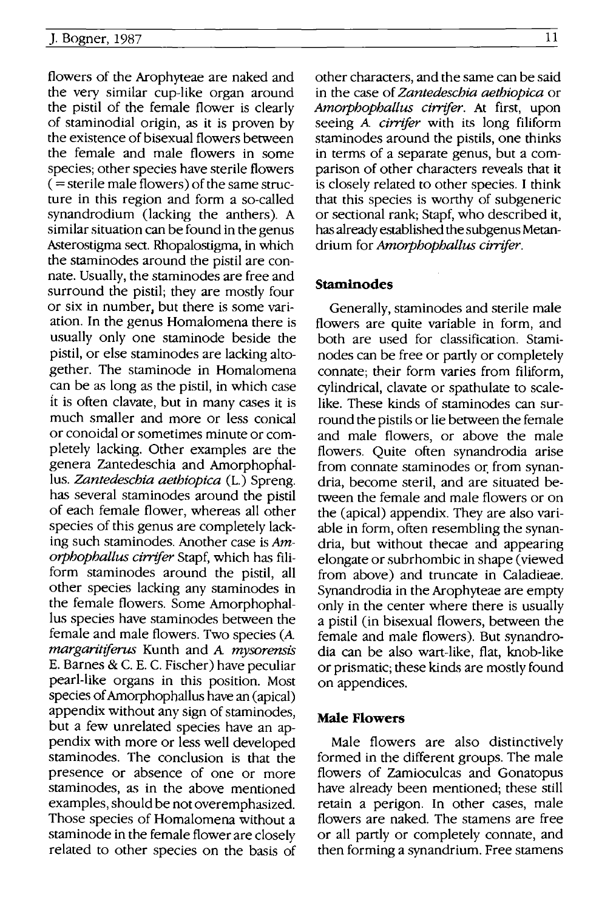flowers of the Arophyteae are naked and the very similar cup-like organ around the pistil of the female flower is clearly of staminodial origin, as it is proven by the existence of bisexual flowers between the female and male flowers in some species; other species have sterile flowers ( = sterile male flowers) of the same structure in this region and form a so-called synandrodium (lacking the anthers). A similar situation can be found in the genus Asterostigma sect. Rhopalostigma, in which the staminodes around the pistil are connate. Usually, the staminodes are free and surround the pistil; they are mostly four or six in number, but there is some variation. In the genus Homalomena there is usually only one staminode beside the pistil, or else staminodes are lacking altogether. The staminode in Homalomena can be as long as the pistil, in which case it is often clavate, but in many cases it is much smaller and more or less conical or conoidal or sometimes minute or completely lacking. Other examples are the genera Zantedeschia and Amorphophallus. *Zantedeschia aethiopica* (L.) Spreng. has several staminodes around the pistil of each female flower, whereas all other species of this genus are completely lacking such staminodes. Another case is *Amorphophallus cirrifer* Stapf, which has filiform staminodes around the pistil, all other species lacking any staminodes in the female flowers. Some Amorphophallus species have staminodes between the female and male flowers. Two species (*A. margaritiferus* Kunth and *A. mysorensis* E. Barnes & C. E. C. Fischer) have peculiar pearl-like organs in this position. Most species of Amorphophallus have an (apical) appendix without any sign of staminodes, but a few unrelated species have an appendix with more or less well developed staminodes. The conclusion is that the presence or absence of one or more staminodes, as in the above mentioned examples, should be not overemphasized. Those species of Homalomena without a staminode in the female flower are closely related to other species on the basis of other characters, and the same can be said in the case of *Zantedeschia aethiopica* or *Amorphophallus cirrifer*. At first, upon seeing *A. cirrifer* with its long filiform staminodes around the pistils, one thinks in terms of a separate genus, but a comparison of other characters reveals that it is closely related to other species. I think that this species is worthy of subgeneric or sectional rank; Stapf, who described it, has already established the subgenus Metandrium for *Amorphophallus cirrifer*.

## Staminodes

Generally, staminodes and sterile male flowers are quite variable in form, and both are used for classification. Staminodes can be free or partly or completely connate; their form varies from filiform, cylindrical, clavate or spathulate to scale-like. These kinds of staminodes can surround the pistils or lie between the female and male flowers, or above the male flowers. Quite often synandrodia arise from connate staminodes or from synandria, become steril, and are situated between the female and male flowers or on the (apical) appendix. They are also variable in form, often resembling the synandria, but without thecae and appearing elongate or subrhombic in shape (viewed from above) and truncate in Caladieae. Synandrodia in the Arophyteae are empty only in the center where there is usually a pistil (in bisexual flowers, between the female and male flowers). But synandrodia can be also wart-like, flat, knob-like or prismatic; these kinds are mostly found on appendices.

## Male Flowers

Male flowers are also distinctively formed in the different groups. The male flowers of Zamioculcas and Gonatopus have already been mentioned; these still retain a perigon. In other cases, male flowers are naked. The stamens are free or all partly or completely connate, and then forming a synandrium. Free stamens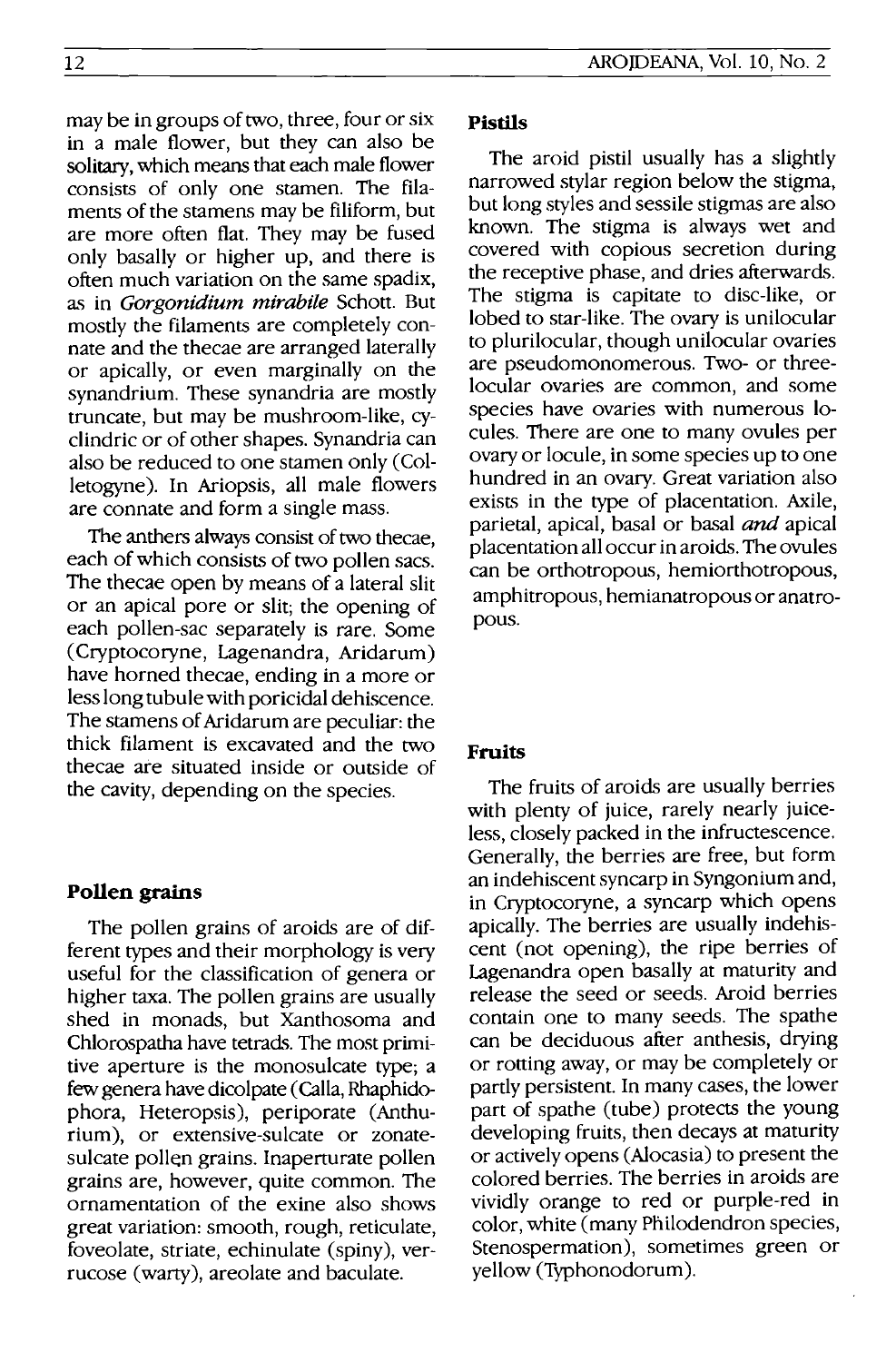may be in groups of two, three, four or six in a male flower, but they can also be solitary, which means that each male flower consists of only one stamen. The filaments of the stamens may be filiform, but are more often flat. They may be fused only basally or higher up, and there is often much variation on the same spadix, as in *Gorgonidium mirabile* Schott. But mostly the filaments are completely connate and the thecae are arranged laterally or apically, or even marginally on the synandrium. These synandria are mostly truncate, but may be mushroom-like, cyclindric or of other shapes. Synandria can also be reduced to one stamen only (Colletogyne). In Ariopsis, all male flowers are connate and form a single mass.

The anthers always consist of two thecae, each of which consists of two pollen sacs. The thecae open by means of a lateral slit or an apical pore or slit; the opening of each pollen-sac separately is rare. Some (Cryptocoryne, Lagenandra, Aridarum) have horned thecae, ending in a more or less long tubule with poricidal dehiscence. The stamens of Aridarum are peculiar: the thick filament is excavated and the two thecae are situated inside or outside of the cavity, depending on the species.

## Pollen grains

The pollen grains of aroids are of different types and their morphology is very useful for the classification of genera or higher taxa. The pollen grains are usually shed in monads, but Xanthosoma and Chlorospatha have tetrads. The most primitive aperture is the monosulcate type; a few genera have dicolpate (Calla, Rhaphidophora, Heteropsis), periporate (Anthurium), or extensive-sulcate or zonate-sulcate pollen grains. Inaperturate pollen grains are, however, quite common. The ornamentation of the exine also shows great variation: smooth, rough, reticulate, foveolate, striate, echinulate (spiny), verrucose (warty), areolate and baculate.

## Pistils

The aroid pistil usually has a slightly narrowed stylar region below the stigma, but long styles and sessile stigmas are also known. The stigma is always wet and covered with copious secretion during the receptive phase, and dries afterwards. The stigma is capitate to disc-like, or lobed to star-like. The ovary is unilocular to plurilocular, though unilocular ovaries are pseudomonomerous. Two- or three-locular ovaries are common, and some species have ovaries with numerous locules. There are one to many ovules per ovary or locule, in some species up to one hundred in an ovary. Great variation also exists in the type of placentation. Axile, parietal, apical, basal or basal *and* apical placentation all occur in aroids. The ovules can be orthotropous, hemiorthotropous, amphitropous, hemianatropous or anatropous.

## Fruits

The fruits of aroids are usually berries with plenty of juice, rarely nearly juiceless, closely packed in the infructescence. Generally, the berries are free, but form an indehiscent syncarp in Syngonium and, in Cryptocoryne, a syncarp which opens apically. The berries are usually indehiscent (not opening), the ripe berries of Lagenandra open basally at maturity and release the seed or seeds. Aroid berries contain one to many seeds. The spathe can be deciduous after anthesis, drying or rotting away, or may be completely or partly persistent. In many cases, the lower part of spathe (tube) protects the young developing fruits, then decays at maturity or actively opens (Alocasia) to present the colored berries. The berries in aroids are vividly orange to red or purple-red in color, white (many Philodendron species, Stenospermation), sometimes green or yellow (Typhonodorum).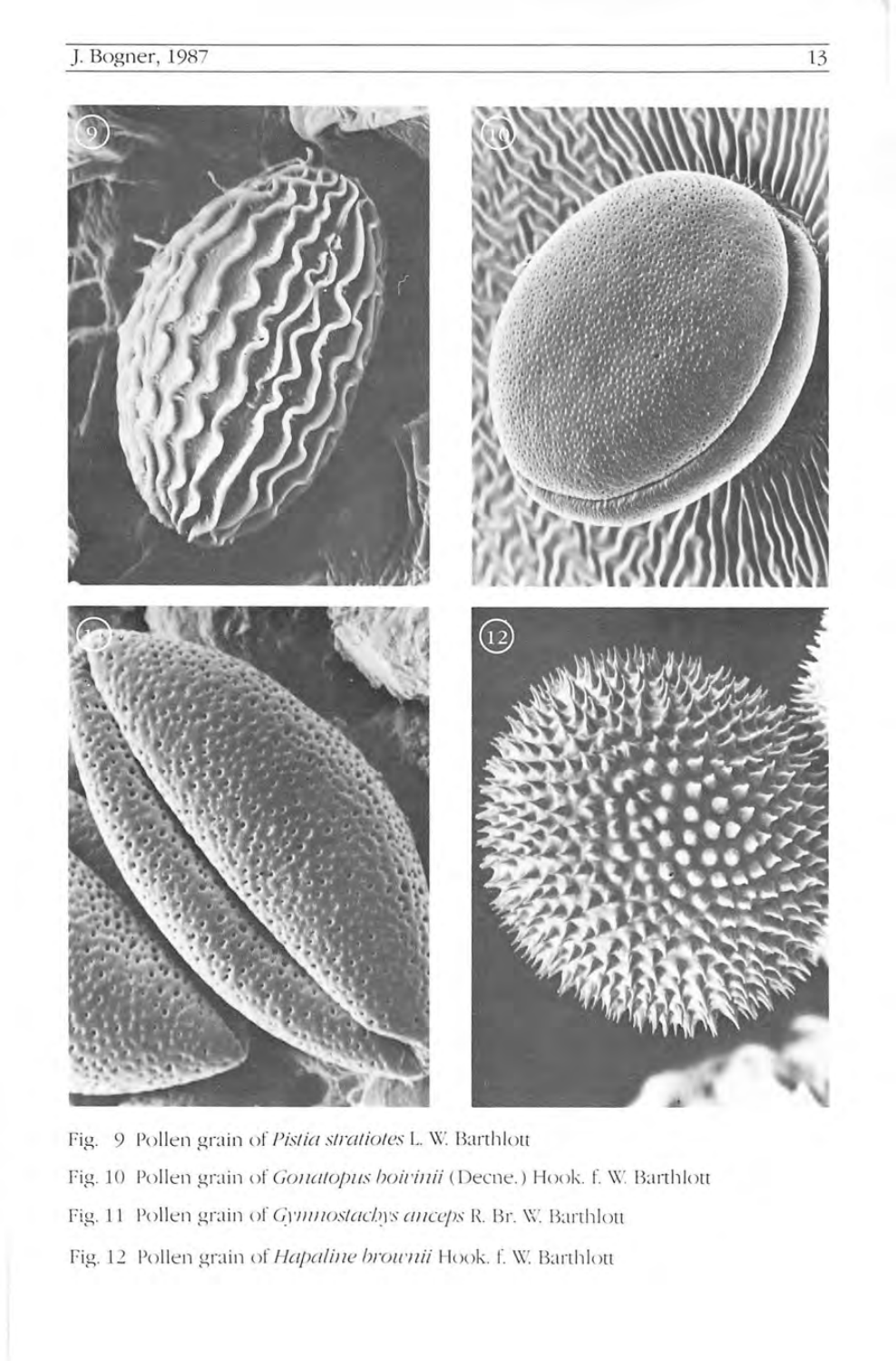Fig. 9 Pollen grain of *Pistia stratiotes* L. W. Barthlott

Fig. 10 Pollen grain of *Gonatopus boivinii* (Decne.) Hook. f. W. Barthlott

Fig. 11 Pollen grain of *Gymnostachys anceps* R. Br. W. Barthlott

Fig. 12 Pollen grain of *Hapaline brownii* Hook. f. W. Barthlott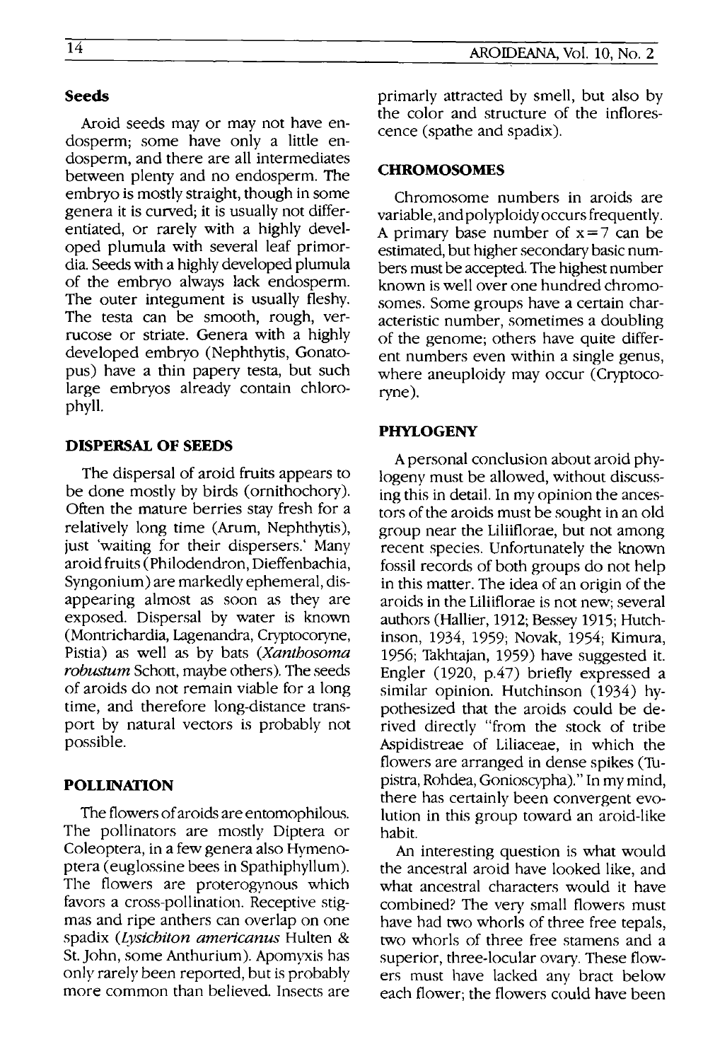### Seeds

Aroid seeds may or may not have endosperm; some have only a little endosperm, and there are all intermediates between plenty and no endosperm. The embryo is mostly straight, though in some genera it is curved; it is usually not differentiated, or rarely with a highly developed plumula with several leaf primordia. Seeds with a highly developed plumula of the embryo always lack endosperm. The outer integument is usually fleshy. The testa can be smooth, rough, verrucose or striate. Genera with a highly developed embryo (Nephthytis, Gonatopus) have a thin papery testa, but such large embryos already contain chlorophyll.

## DISPERSAL OF SEEDS

The dispersal of aroid fruits appears to be done mostly by birds (ornithochory). Often the mature berries stay fresh for a relatively long time (Arum, Nephthytis), just 'waiting for their dispersers.' Many aroid fruits (Philodendron, Dieffenbachia, Syngonium) are markedly ephemeral, disappearing almost as soon as they are exposed. Dispersal by water is known (Montrichardia, Lagenandra, Cryptocoryne, Pistia) as well as by bats (*Xanthosoma robustum* Schott, maybe others). The seeds of aroids do not remain viable for a long time, and therefore long-distance transport by natural vectors is probably not possible.

## POLLINATION

The flowers of aroids are entomophilous. The pollinators are mostly Diptera or Coleoptera, in a few genera also Hymenoptera (euglossine bees in Spathiphyllum). The flowers are proterogynous which favors a cross-pollination. Receptive stigmas and ripe anthers can overlap on one spadix (*Lysichiton americanus* Hulten & St. John, some Anthurium). Apomyxis has only rarely been reported, but is probably more common than believed. Insects are primarly attracted by smell, but also by the color and structure of the inflorescence (spathe and spadix).

## CHROMOSOMES

Chromosome numbers in aroids are variable, and polyploidy occurs frequently. A primary base number of $x = 7$ can be estimated, but higher secondary basic numbers must be accepted. The highest number known is well over one hundred chromosomes. Some groups have a certain characteristic number, sometimes a doubling of the genome; others have quite different numbers even within a single genus, where aneuploidy may occur (Cryptocoryne).

## PHYLOGENY

A personal conclusion about aroid phylogeny must be allowed, without discussing this in detail. In my opinion the ancestors of the aroids must be sought in an old group near the Liliiflorae, but not among recent species. Unfortunately the known fossil records of both groups do not help in this matter. The idea of an origin of the aroids in the Liliiflorae is not new; several authors (Hallier, 1912; Bessey 1915; Hutchinson, 1934, 1959; Novak, 1954; Kimura, 1956; Takhtajan, 1959) have suggested it. Engler (1920, p.47) briefly expressed a similar opinion. Hutchinson (1934) hypothesized that the aroids could be derived directly "from the stock of tribe Aspidistreae of Liliaceae, in which the flowers are arranged in dense spikes (Tupistra, Rohdea, Gonioscypha)." In my mind, there has certainly been convergent evolution in this group toward an aroid-like habit.

An interesting question is what would the ancestral aroid have looked like, and what ancestral characters would it have combined? The very small flowers must have had two whorls of three free tepals, two whorls of three free stamens and a superior, three-locular ovary. These flowers must have lacked any bract below each flower; the flowers could have been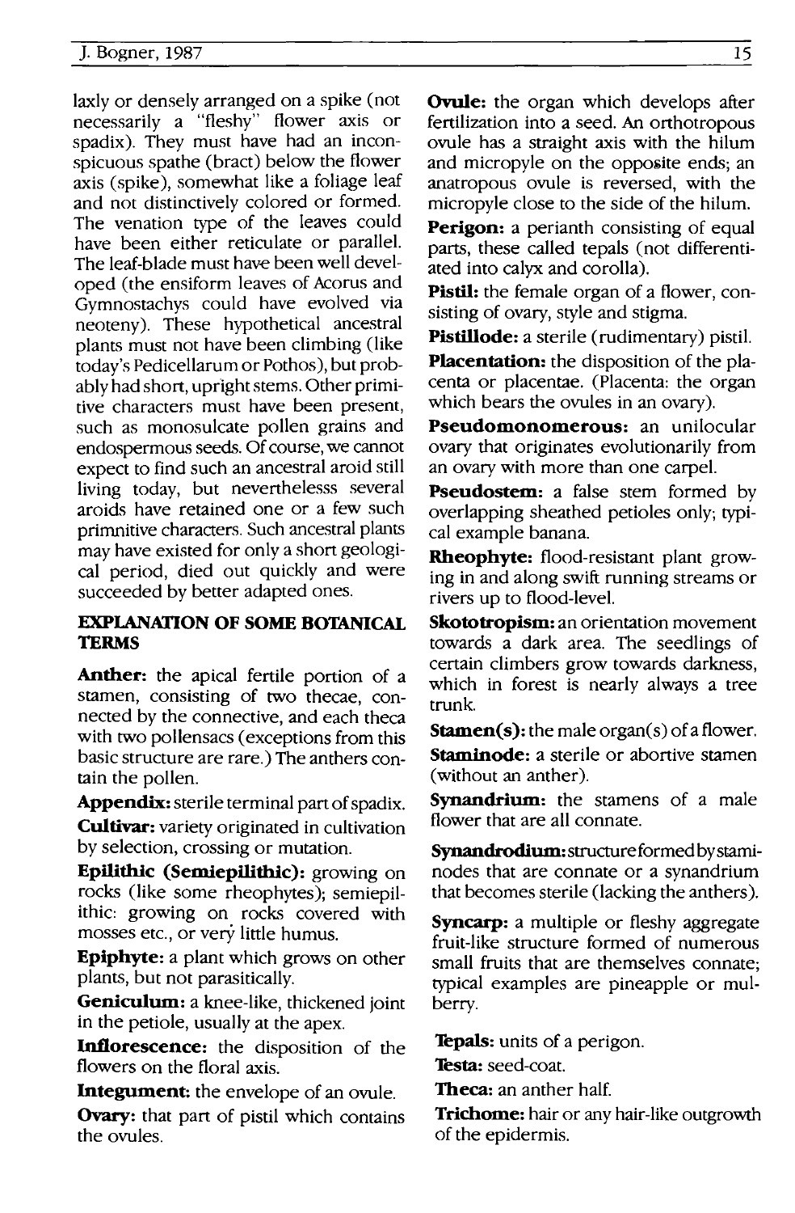laxly or densely arranged on a spike (not necessarily a "fleshy" flower axis or spadix). They must have had an inconspicuous spathe (bract) below the flower axis (spike), somewhat like a foliage leaf and not distinctively colored or formed. The venation type of the leaves could have been either reticulate or parallel. The leaf-blade must have been well developed (the ensiform leaves of Acorus and Gymnostachys could have evolved via neoteny). These hypothetical ancestral plants must not have been climbing (like today's Pedicellarum or Pothos), but probably had short, upright stems. Other primitive characters must have been present, such as monosulcate pollen grains and endospermous seeds. Of course, we cannot expect to find such an ancestral aroid still living today, but neverthelesss several aroids have retained one or a few such primnitive characters. Such ancestral plants may have existed for only a short geological period, died out quickly and were succeeded by better adapted ones.

## EXPLANATION OF SOME BOTANICAL TERMS

**Anther:** the apical fertile portion of a stamen, consisting of two thecae, connected by the connective, and each theca with two pollensacs (exceptions from this basic structure are rare.) The anthers contain the pollen.

**Appendix:** sterile terminal part of spadix.

**Cultivar:** variety originated in cultivation by selection, crossing or mutation.

**Epilithic (Semiepilithic):** growing on rocks (like some rheophytes); semiepilithic: growing on rocks covered with mosses etc., or very little humus.

**Epiphyte:** a plant which grows on other plants, but not parasitically.

**Geniculum:** a knee-like, thickened joint in the petiole, usually at the apex.

**Inflorescence:** the disposition of the flowers on the floral axis.

**Integument:** the envelope of an ovule.

**Ovary:** that part of pistil which contains the ovules.

**Ovule:** the organ which develops after fertilization into a seed. An orthotropous ovule has a straight axis with the hilum and micropyle on the opposite ends; an anatropous ovule is reversed, with the micropyle close to the side of the hilum.

**Perigon:** a perianth consisting of equal parts, these called tepals (not differentiated into calyx and corolla).

**Pistil:** the female organ of a flower, consisting of ovary, style and stigma.

**Pistillode:** a sterile (rudimentary) pistil.

**Placentation:** the disposition of the placenta or placentae. (Placenta: the organ which bears the ovules in an ovary).

**Pseudomonomerous:** an unilocular ovary that originates evolutionarily from an ovary with more than one carpel.

**Pseudostem:** a false stem formed by overlapping sheathed petioles only; typical example banana.

**Rheophyte:** flood-resistant plant growing in and along swift running streams or rivers up to flood-level.

**Skototropism:** an orientation movement towards a dark area. The seedlings of certain climbers grow towards darkness, which in forest is nearly always a tree trunk.

**Stamen(s):** the male organ(s) of a flower.

**Staminode:** a sterile or abortive stamen (without an anther).

**Synandrium:** the stamens of a male flower that are all connate.

**Synandrodium:** structure formed by staminodes that are connate or a synandrium that becomes sterile (lacking the anthers).

**Syncarp:** a multiple or fleshy aggregate fruit-like structure formed of numerous small fruits that are themselves connate; typical examples are pineapple or mulberry.

**Tepals:** units of a perigon.

**Testa:** seed-coat.

**Theca:** an anther half.

**Trichome:** hair or any hair-like outgrowth of the epidermis.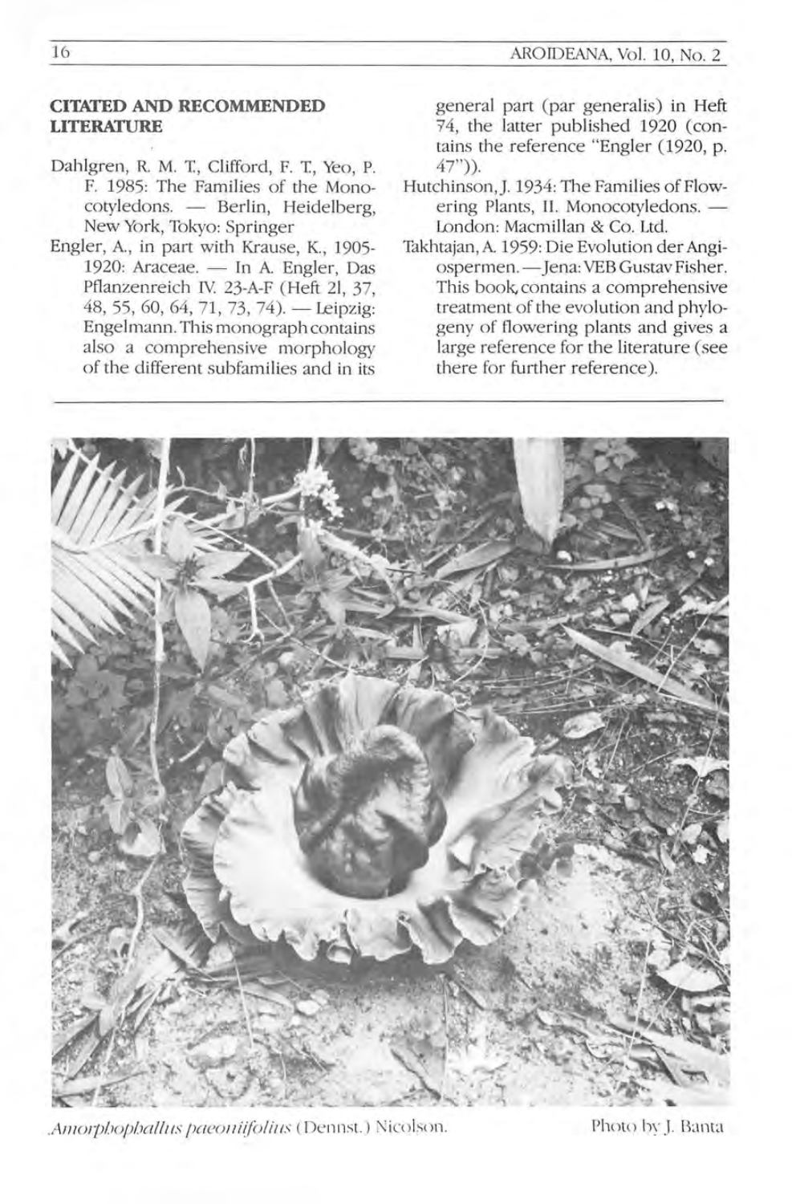## CITATED AND RECOMMENDED LITERATURE

Dahlgren, R. M. T., Clifford, F. T., Yeo, P. F. 1985: The Families of the Monocotyledons. — Berlin, Heidelberg, New York, Tokyo: Springer

Engler, A., in part with Krause, K., 1905-1920: Araceae. — In A. Engler, Das Pflanzenreich IV. 23-A-F (Heft 21, 37, 48, 55, 60, 64, 71, 73, 74). — Leipzig: Engelmann. This monograph contains also a comprehensive morphology of the different subfamilies and in its general part (par generalis) in Heft 74, the latter published 1920 (contains the reference "Engler (1920, p. 47")).

Hutchinson, J. 1934: The Families of Flowering Plants, II. Monocotyledons. — London: Macmillan & Co. Ltd.

Takhtajan, A. 1959: Die Evolution der Angiospermen. — Jena: VEB Gustav Fisher. This book, contains a comprehensive treatment of the evolution and phylogeny of flowering plants and gives a large reference for the literature (see there for further reference).

*Amorphophallus paeoniifolius* (Dennst.) Nicolson. Photo by J. Banta